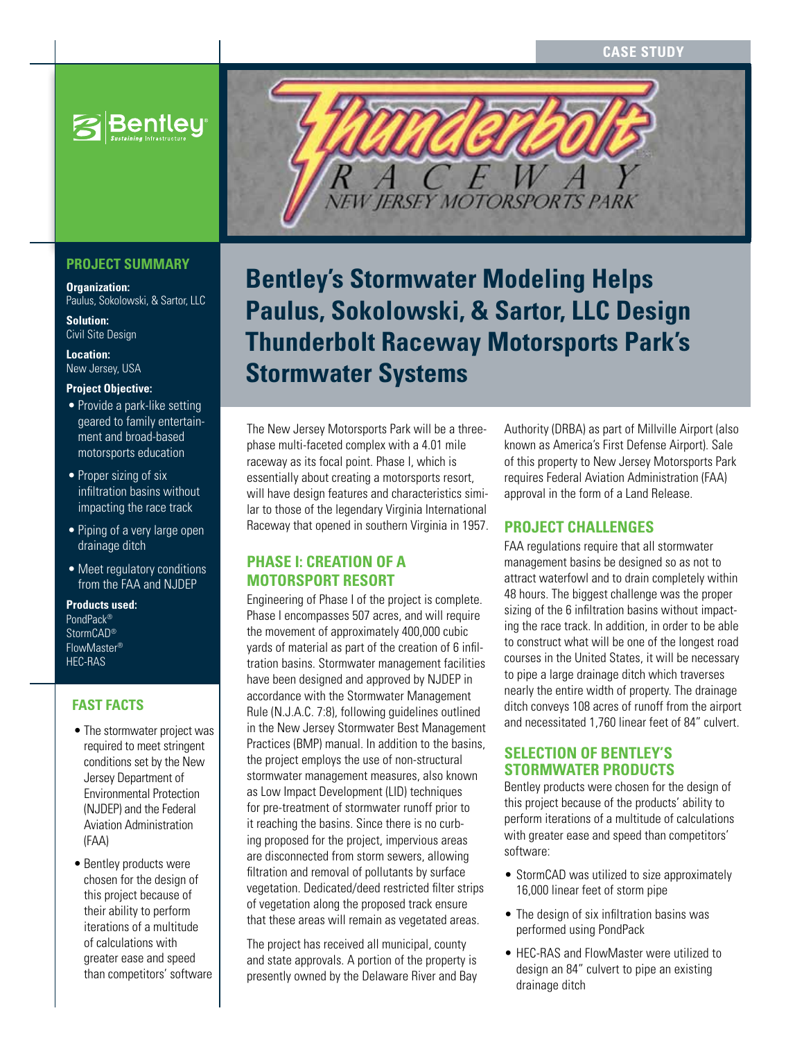CASE STUDY

# Bentley's Stormwater Modeling Helps Paulus, Sokolowski, & Sartor, LLC Design Thunderbolt Raceway Motorsports Park's Stormwater Systems

## PROJECT SUMMARY

**Organization:**
Paulus, Sokolowski, & Sartor, LLC

**Solution:**
Civil Site Design

**Location:**
New Jersey, USA

**Project Objective:**

- Provide a park-like setting geared to family entertainment and broad-based motorsports education
- Proper sizing of six infiltration basins without impacting the race track
- Piping of a very large open drainage ditch
- Meet regulatory conditions from the FAA and NJDEP

**Products used:**
PondPack®
StormCAD®
FlowMaster®
HEC-RAS

## FAST FACTS

- The stormwater project was required to meet stringent conditions set by the New Jersey Department of Environmental Protection (NJDEP) and the Federal Aviation Administration (FAA)
- Bentley products were chosen for the design of this project because of their ability to perform iterations of a multitude of calculations with greater ease and speed than competitors' software

The New Jersey Motorsports Park will be a three-phase multi-faceted complex with a 4.01 mile raceway as its focal point. Phase I, which is essentially about creating a motorsports resort, will have design features and characteristics similar to those of the legendary Virginia International Raceway that opened in southern Virginia in 1957.

## PHASE I: CREATION OF A MOTORSPORT RESORT

Engineering of Phase I of the project is complete. Phase I encompasses 507 acres, and will require the movement of approximately 400,000 cubic yards of material as part of the creation of 6 infiltration basins. Stormwater management facilities have been designed and approved by NJDEP in accordance with the Stormwater Management Rule (N.J.A.C. 7:8), following guidelines outlined in the New Jersey Stormwater Best Management Practices (BMP) manual. In addition to the basins, the project employs the use of non-structural stormwater management measures, also known as Low Impact Development (LID) techniques for pre-treatment of stormwater runoff prior to it reaching the basins. Since there is no curbing proposed for the project, impervious areas are disconnected from storm sewers, allowing filtration and removal of pollutants by surface vegetation. Dedicated/deed restricted filter strips of vegetation along the proposed track ensure that these areas will remain as vegetated areas.

The project has received all municipal, county and state approvals. A portion of the property is presently owned by the Delaware River and Bay Authority (DRBA) as part of Millville Airport (also known as America's First Defense Airport). Sale of this property to New Jersey Motorsports Park requires Federal Aviation Administration (FAA) approval in the form of a Land Release.

## PROJECT CHALLENGES

FAA regulations require that all stormwater management basins be designed so as not to attract waterfowl and to drain completely within 48 hours. The biggest challenge was the proper sizing of the 6 infiltration basins without impacting the race track. In addition, in order to be able to construct what will be one of the longest road courses in the United States, it will be necessary to pipe a large drainage ditch which traverses nearly the entire width of property. The drainage ditch conveys 108 acres of runoff from the airport and necessitated 1,760 linear feet of 84" culvert.

## SELECTION OF BENTLEY'S STORMWATER PRODUCTS

Bentley products were chosen for the design of this project because of the products' ability to perform iterations of a multitude of calculations with greater ease and speed than competitors' software:

- StormCAD was utilized to size approximately 16,000 linear feet of storm pipe
- The design of six infiltration basins was performed using PondPack
- HEC-RAS and FlowMaster were utilized to design an 84" culvert to pipe an existing drainage ditch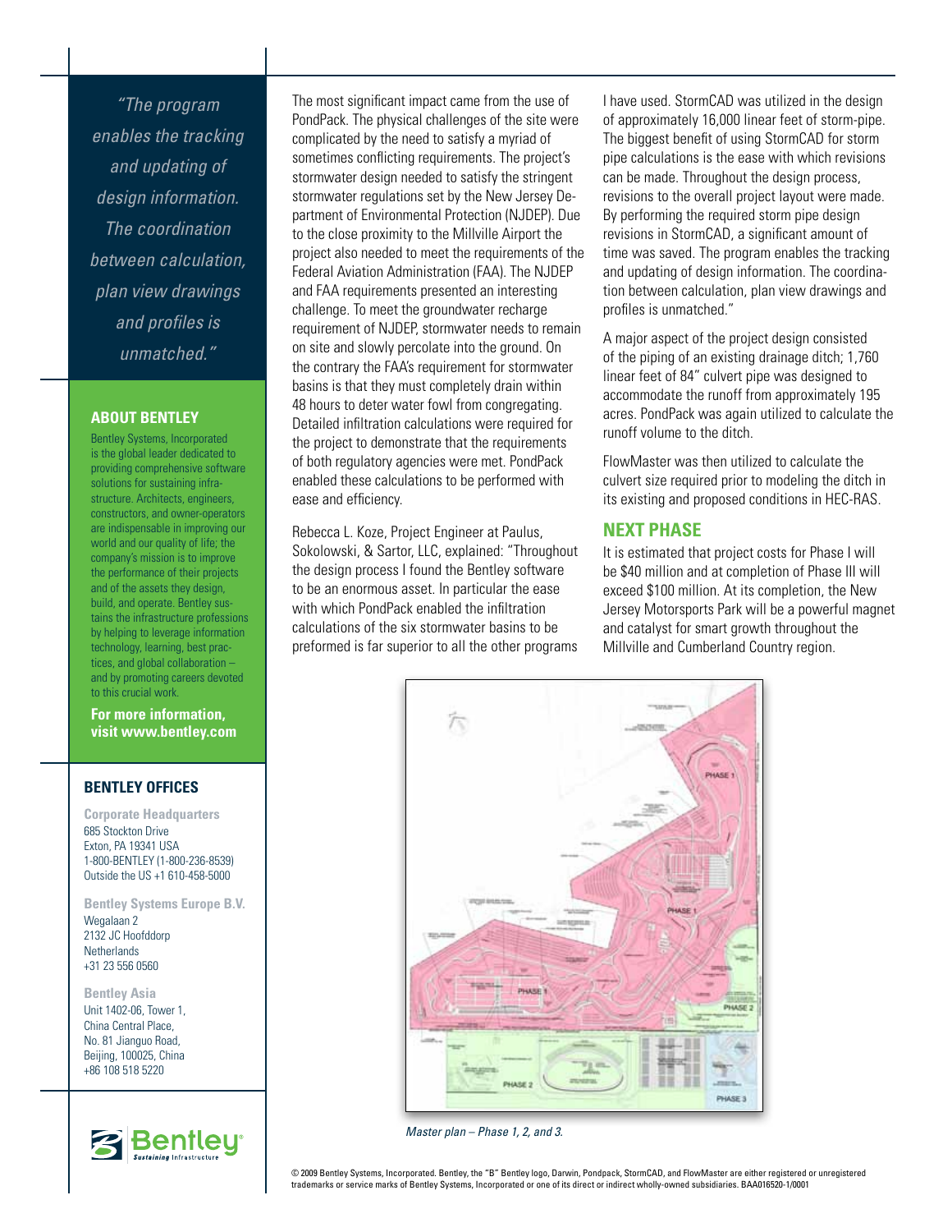> *"The program enables the tracking and updating of design information. The coordination between calculation, plan view drawings and profiles is unmatched."*

## ABOUT BENTLEY

Bentley Systems, Incorporated is the global leader dedicated to providing comprehensive software solutions for sustaining infrastructure. Architects, engineers, constructors, and owner-operators are indispensable in improving our world and our quality of life; the company's mission is to improve the performance of their projects and of the assets they design, build, and operate. Bentley sustains the infrastructure professions by helping to leverage information technology, learning, best practices, and global collaboration – and by promoting careers devoted to this crucial work.

**For more information, visit www.bentley.com**

## BENTLEY OFFICES

**Corporate Headquarters**
685 Stockton Drive
Exton, PA 19341 USA
1-800-BENTLEY (1-800-236-8539)
Outside the US +1 610-458-5000

**Bentley Systems Europe B.V.**
Wegalaan 2
2132 JC Hoofddorp
Netherlands
+31 23 556 0560

**Bentley Asia**
Unit 1402-06, Tower 1,
China Central Place,
No. 81 Jianguo Road,
Beijing, 100025, China
+86 108 518 5220

The most significant impact came from the use of PondPack. The physical challenges of the site were complicated by the need to satisfy a myriad of sometimes conflicting requirements. The project's stormwater design needed to satisfy the stringent stormwater regulations set by the New Jersey Department of Environmental Protection (NJDEP). Due to the close proximity to the Millville Airport the project also needed to meet the requirements of the Federal Aviation Administration (FAA). The NJDEP and FAA requirements presented an interesting challenge. To meet the groundwater recharge requirement of NJDEP, stormwater needs to remain on site and slowly percolate into the ground. On the contrary the FAA's requirement for stormwater basins is that they must completely drain within 48 hours to deter water fowl from congregating. Detailed infiltration calculations were required for the project to demonstrate that the requirements of both regulatory agencies were met. PondPack enabled these calculations to be performed with ease and efficiency.

Rebecca L. Koze, Project Engineer at Paulus, Sokolowski, & Sartor, LLC, explained: "Throughout the design process I found the Bentley software to be an enormous asset. In particular the ease with which PondPack enabled the infiltration calculations of the six stormwater basins to be preformed is far superior to all the other programs I have used. StormCAD was utilized in the design of approximately 16,000 linear feet of storm-pipe. The biggest benefit of using StormCAD for storm pipe calculations is the ease with which revisions can be made. Throughout the design process, revisions to the overall project layout were made. By performing the required storm pipe design revisions in StormCAD, a significant amount of time was saved. The program enables the tracking and updating of design information. The coordination between calculation, plan view drawings and profiles is unmatched."

A major aspect of the project design consisted of the piping of an existing drainage ditch; 1,760 linear feet of 84" culvert pipe was designed to accommodate the runoff from approximately 195 acres. PondPack was again utilized to calculate the runoff volume to the ditch.

FlowMaster was then utilized to calculate the culvert size required prior to modeling the ditch in its existing and proposed conditions in HEC-RAS.

## NEXT PHASE

It is estimated that project costs for Phase I will be $40 million and at completion of Phase III will exceed $100 million. At its completion, the New Jersey Motorsports Park will be a powerful magnet and catalyst for smart growth throughout the Millville and Cumberland Country region.

*Master plan – Phase 1, 2, and 3.*

© 2009 Bentley Systems, Incorporated. Bentley, the "B" Bentley logo, Darwin, Pondpack, StormCAD, and FlowMaster are either registered or unregistered trademarks or service marks of Bentley Systems, Incorporated or one of its direct or indirect wholly-owned subsidiaries. BAA016520-1/0001